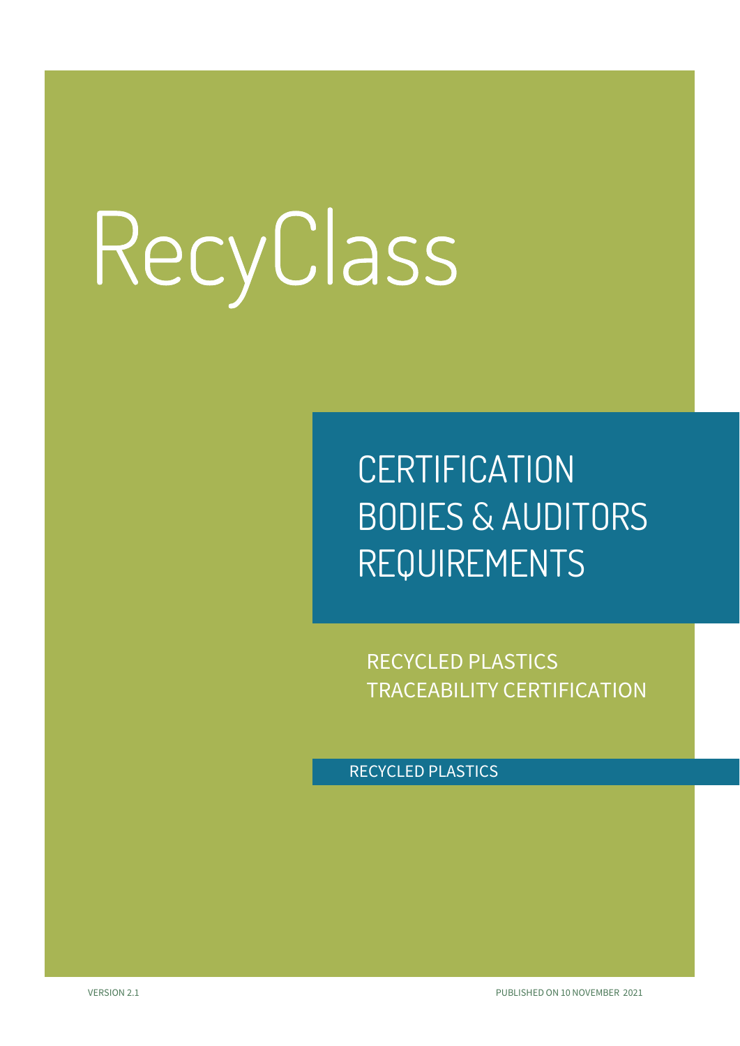# RecyClass

## CERTIFICATION BODIES & AUDITORS REQUIREMENTS

RECYCLED PLASTICS TRACEABILITY CERTIFICATION

RECYCLED PLASTICS

VERSION 2.1

PUBLISHED ON 10 NOVEMBER 2021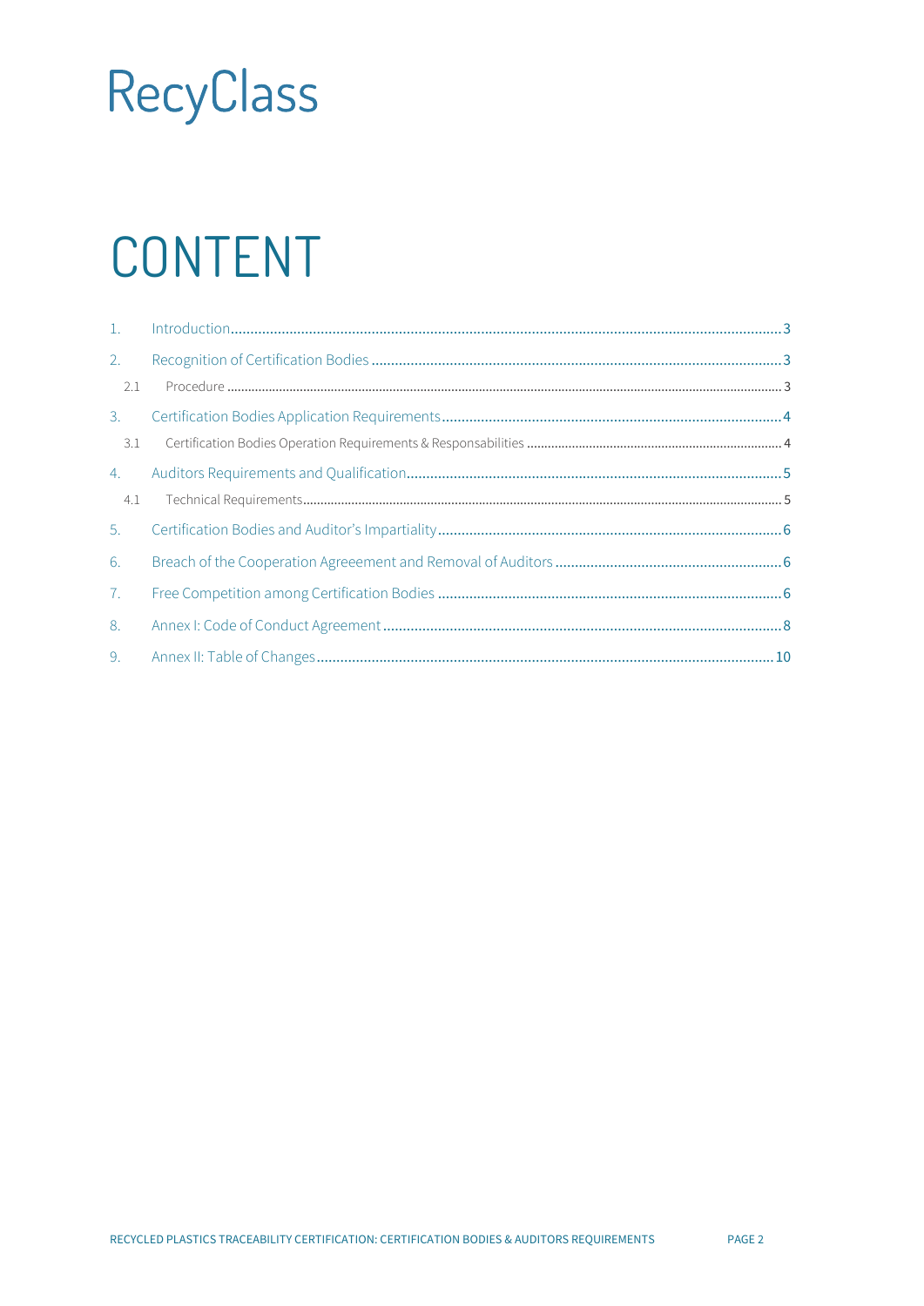RecyClass

# CONTENT

| | | |
|---|---|---|
| 1. | Introduction | 3 |
| 2. | Recognition of Certification Bodies | 3 |
| 2.1 | Procedure | 3 |
| 3. | Certification Bodies Application Requirements | 4 |
| 3.1 | Certification Bodies Operation Requirements & Responsabilities | 4 |
| 4. | Auditors Requirements and Qualification | 5 |
| 4.1 | Technical Requirements | 5 |
| 5. | Certification Bodies and Auditor's Impartiality | 6 |
| 6. | Breach of the Cooperation Agreeement and Removal of Auditors | 6 |
| 7. | Free Competition among Certification Bodies | 6 |
| 8. | Annex I: Code of Conduct Agreement | 8 |
| 9. | Annex II: Table of Changes | 10 |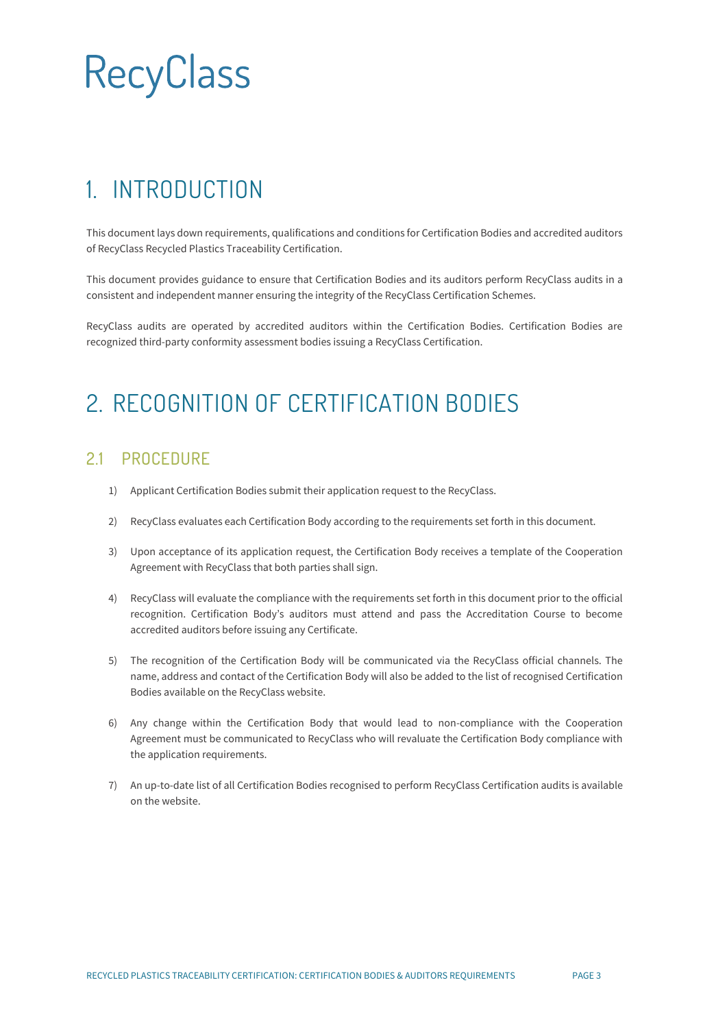# 1. INTRODUCTION

This document lays down requirements, qualifications and conditions for Certification Bodies and accredited auditors of RecyClass Recycled Plastics Traceability Certification.

This document provides guidance to ensure that Certification Bodies and its auditors perform RecyClass audits in a consistent and independent manner ensuring the integrity of the RecyClass Certification Schemes.

RecyClass audits are operated by accredited auditors within the Certification Bodies. Certification Bodies are recognized third-party conformity assessment bodies issuing a RecyClass Certification.

# 2. RECOGNITION OF CERTIFICATION BODIES

## 2.1 PROCEDURE

1) Applicant Certification Bodies submit their application request to the RecyClass.

2) RecyClass evaluates each Certification Body according to the requirements set forth in this document.

3) Upon acceptance of its application request, the Certification Body receives a template of the Cooperation Agreement with RecyClass that both parties shall sign.

4) RecyClass will evaluate the compliance with the requirements set forth in this document prior to the official recognition. Certification Body's auditors must attend and pass the Accreditation Course to become accredited auditors before issuing any Certificate.

5) The recognition of the Certification Body will be communicated via the RecyClass official channels. The name, address and contact of the Certification Body will also be added to the list of recognised Certification Bodies available on the RecyClass website.

6) Any change within the Certification Body that would lead to non-compliance with the Cooperation Agreement must be communicated to RecyClass who will revaluate the Certification Body compliance with the application requirements.

7) An up-to-date list of all Certification Bodies recognised to perform RecyClass Certification audits is available on the website.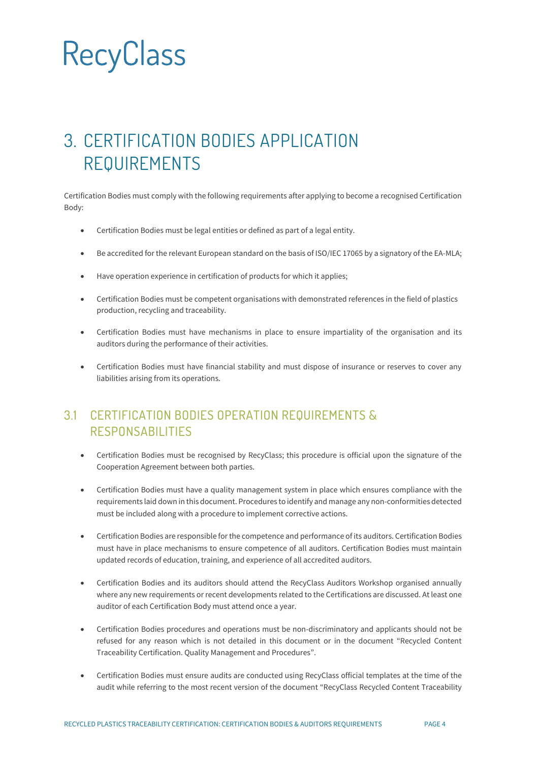# 3. CERTIFICATION BODIES APPLICATION REQUIREMENTS

Certification Bodies must comply with the following requirements after applying to become a recognised Certification Body:

- Certification Bodies must be legal entities or defined as part of a legal entity.
- Be accredited for the relevant European standard on the basis of ISO/IEC 17065 by a signatory of the EA-MLA;
- Have operation experience in certification of products for which it applies;
- Certification Bodies must be competent organisations with demonstrated references in the field of plastics production, recycling and traceability.
- Certification Bodies must have mechanisms in place to ensure impartiality of the organisation and its auditors during the performance of their activities.
- Certification Bodies must have financial stability and must dispose of insurance or reserves to cover any liabilities arising from its operations.

## 3.1 CERTIFICATION BODIES OPERATION REQUIREMENTS & RESPONSABILITIES

- Certification Bodies must be recognised by RecyClass; this procedure is official upon the signature of the Cooperation Agreement between both parties.
- Certification Bodies must have a quality management system in place which ensures compliance with the requirements laid down in this document. Procedures to identify and manage any non-conformities detected must be included along with a procedure to implement corrective actions.
- Certification Bodies are responsible for the competence and performance of its auditors. Certification Bodies must have in place mechanisms to ensure competence of all auditors. Certification Bodies must maintain updated records of education, training, and experience of all accredited auditors.
- Certification Bodies and its auditors should attend the RecyClass Auditors Workshop organised annually where any new requirements or recent developments related to the Certifications are discussed. At least one auditor of each Certification Body must attend once a year.
- Certification Bodies procedures and operations must be non-discriminatory and applicants should not be refused for any reason which is not detailed in this document or in the document "Recycled Content Traceability Certification. Quality Management and Procedures".
- Certification Bodies must ensure audits are conducted using RecyClass official templates at the time of the audit while referring to the most recent version of the document "RecyClass Recycled Content Traceability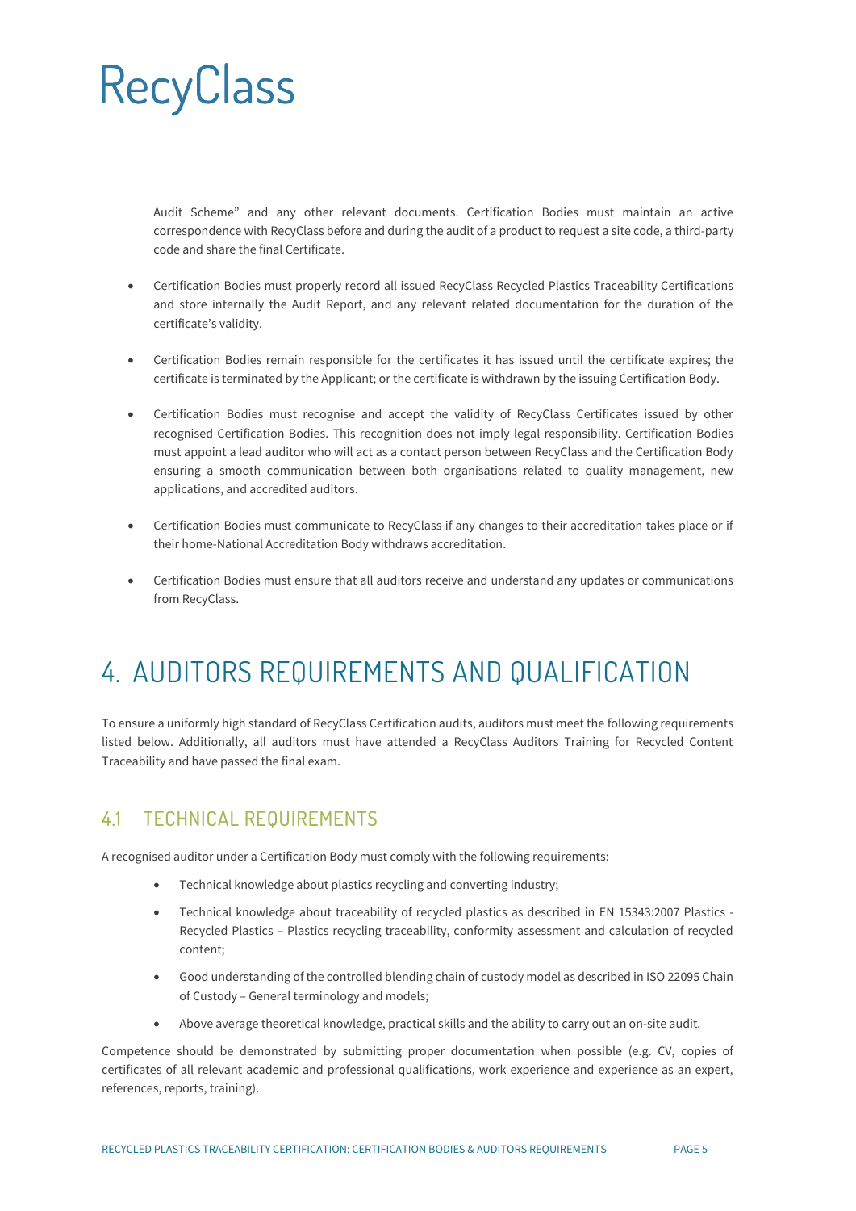Audit Scheme" and any other relevant documents. Certification Bodies must maintain an active correspondence with RecyClass before and during the audit of a product to request a site code, a third-party code and share the final Certificate.

- Certification Bodies must properly record all issued RecyClass Recycled Plastics Traceability Certifications and store internally the Audit Report, and any relevant related documentation for the duration of the certificate's validity.
- Certification Bodies remain responsible for the certificates it has issued until the certificate expires; the certificate is terminated by the Applicant; or the certificate is withdrawn by the issuing Certification Body.
- Certification Bodies must recognise and accept the validity of RecyClass Certificates issued by other recognised Certification Bodies. This recognition does not imply legal responsibility. Certification Bodies must appoint a lead auditor who will act as a contact person between RecyClass and the Certification Body ensuring a smooth communication between both organisations related to quality management, new applications, and accredited auditors.
- Certification Bodies must communicate to RecyClass if any changes to their accreditation takes place or if their home-National Accreditation Body withdraws accreditation.
- Certification Bodies must ensure that all auditors receive and understand any updates or communications from RecyClass.

# 4. AUDITORS REQUIREMENTS AND QUALIFICATION

To ensure a uniformly high standard of RecyClass Certification audits, auditors must meet the following requirements listed below. Additionally, all auditors must have attended a RecyClass Auditors Training for Recycled Content Traceability and have passed the final exam.

## 4.1 TECHNICAL REQUIREMENTS

A recognised auditor under a Certification Body must comply with the following requirements:

- Technical knowledge about plastics recycling and converting industry;
- Technical knowledge about traceability of recycled plastics as described in EN 15343:2007 Plastics - Recycled Plastics – Plastics recycling traceability, conformity assessment and calculation of recycled content;
- Good understanding of the controlled blending chain of custody model as described in ISO 22095 Chain of Custody – General terminology and models;
- Above average theoretical knowledge, practical skills and the ability to carry out an on-site audit.

Competence should be demonstrated by submitting proper documentation when possible (e.g. CV, copies of certificates of all relevant academic and professional qualifications, work experience and experience as an expert, references, reports, training).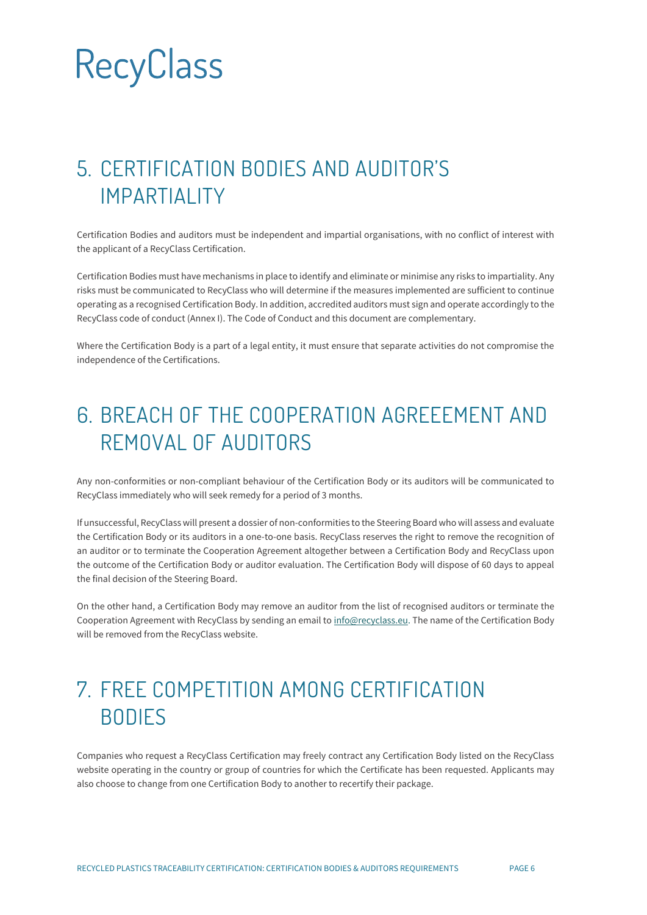## 5. CERTIFICATION BODIES AND AUDITOR'S IMPARTIALITY

Certification Bodies and auditors must be independent and impartial organisations, with no conflict of interest with the applicant of a RecyClass Certification.

Certification Bodies must have mechanisms in place to identify and eliminate or minimise any risks to impartiality. Any risks must be communicated to RecyClass who will determine if the measures implemented are sufficient to continue operating as a recognised Certification Body. In addition, accredited auditors must sign and operate accordingly to the RecyClass code of conduct (Annex I). The Code of Conduct and this document are complementary.

Where the Certification Body is a part of a legal entity, it must ensure that separate activities do not compromise the independence of the Certifications.

## 6. BREACH OF THE COOPERATION AGREEEMENT AND REMOVAL OF AUDITORS

Any non-conformities or non-compliant behaviour of the Certification Body or its auditors will be communicated to RecyClass immediately who will seek remedy for a period of 3 months.

If unsuccessful, RecyClass will present a dossier of non-conformities to the Steering Board who will assess and evaluate the Certification Body or its auditors in a one-to-one basis. RecyClass reserves the right to remove the recognition of an auditor or to terminate the Cooperation Agreement altogether between a Certification Body and RecyClass upon the outcome of the Certification Body or auditor evaluation. The Certification Body will dispose of 60 days to appeal the final decision of the Steering Board.

On the other hand, a Certification Body may remove an auditor from the list of recognised auditors or terminate the Cooperation Agreement with RecyClass by sending an email to info@recyclass.eu. The name of the Certification Body will be removed from the RecyClass website.

## 7. FREE COMPETITION AMONG CERTIFICATION BODIES

Companies who request a RecyClass Certification may freely contract any Certification Body listed on the RecyClass website operating in the country or group of countries for which the Certificate has been requested. Applicants may also choose to change from one Certification Body to another to recertify their package.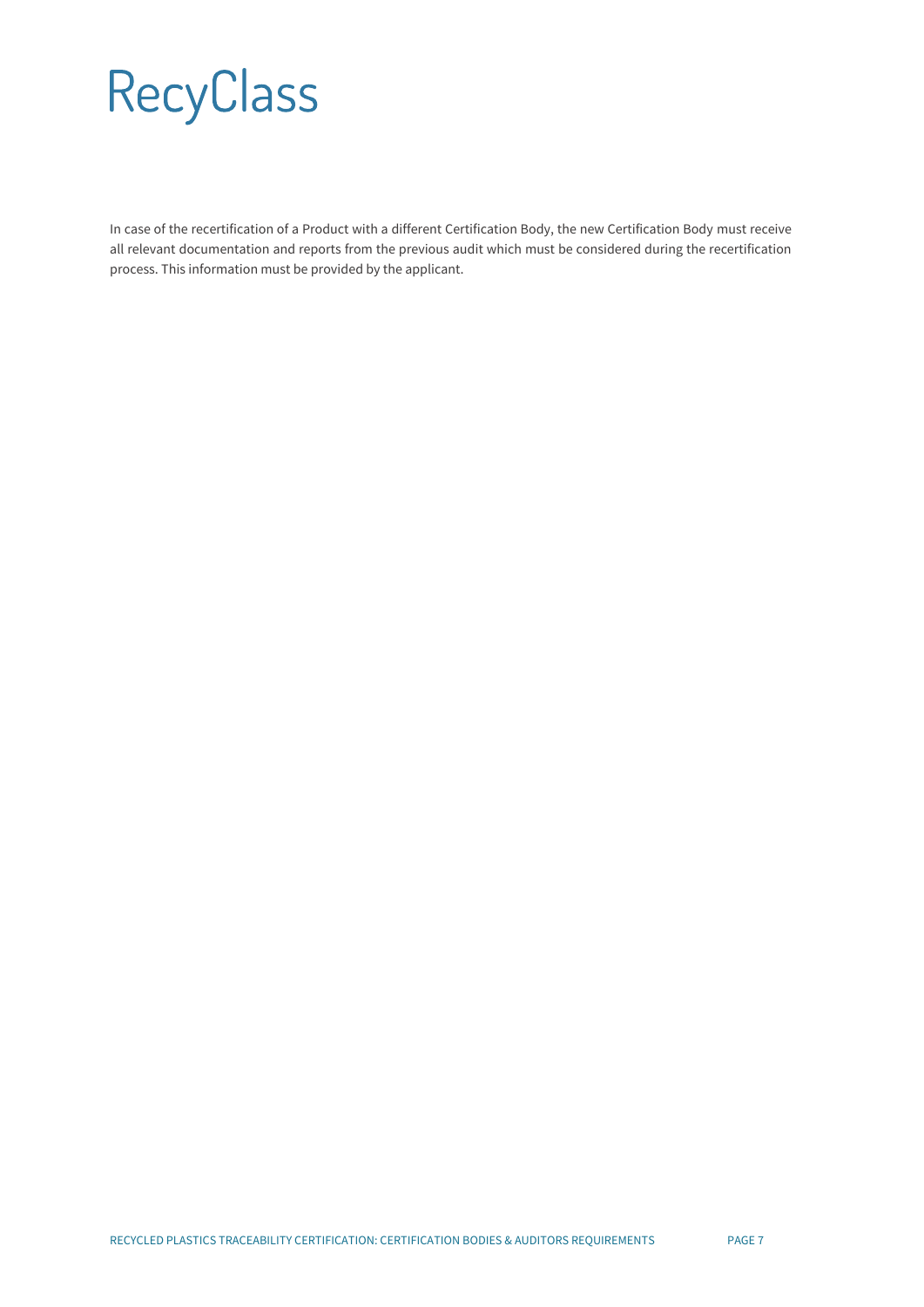In case of the recertification of a Product with a different Certification Body, the new Certification Body must receive all relevant documentation and reports from the previous audit which must be considered during the recertification process. This information must be provided by the applicant.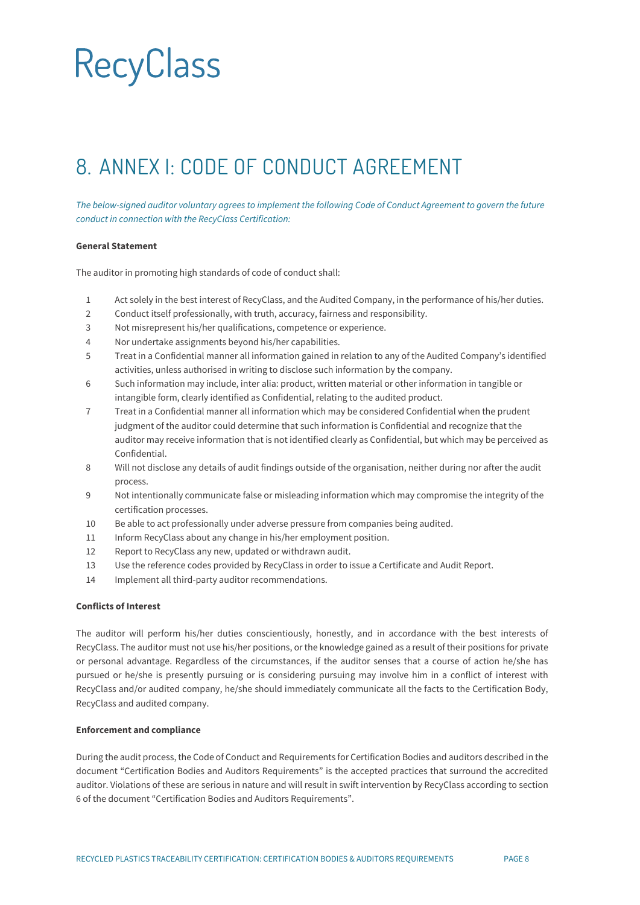# RecyClass

## 8. ANNEX I: CODE OF CONDUCT AGREEMENT

*The below-signed auditor voluntary agrees to implement the following Code of Conduct Agreement to govern the future conduct in connection with the RecyClass Certification:*

**General Statement**

The auditor in promoting high standards of code of conduct shall:

1. Act solely in the best interest of RecyClass, and the Audited Company, in the performance of his/her duties.
2. Conduct itself professionally, with truth, accuracy, fairness and responsibility.
3. Not misrepresent his/her qualifications, competence or experience.
4. Nor undertake assignments beyond his/her capabilities.
5. Treat in a Confidential manner all information gained in relation to any of the Audited Company's identified activities, unless authorised in writing to disclose such information by the company.
6. Such information may include, inter alia: product, written material or other information in tangible or intangible form, clearly identified as Confidential, relating to the audited product.
7. Treat in a Confidential manner all information which may be considered Confidential when the prudent judgment of the auditor could determine that such information is Confidential and recognize that the auditor may receive information that is not identified clearly as Confidential, but which may be perceived as Confidential.
8. Will not disclose any details of audit findings outside of the organisation, neither during nor after the audit process.
9. Not intentionally communicate false or misleading information which may compromise the integrity of the certification processes.
10. Be able to act professionally under adverse pressure from companies being audited.
11. Inform RecyClass about any change in his/her employment position.
12. Report to RecyClass any new, updated or withdrawn audit.
13. Use the reference codes provided by RecyClass in order to issue a Certificate and Audit Report.
14. Implement all third-party auditor recommendations.

**Conflicts of Interest**

The auditor will perform his/her duties conscientiously, honestly, and in accordance with the best interests of RecyClass. The auditor must not use his/her positions, or the knowledge gained as a result of their positions for private or personal advantage. Regardless of the circumstances, if the auditor senses that a course of action he/she has pursued or he/she is presently pursuing or is considering pursuing may involve him in a conflict of interest with RecyClass and/or audited company, he/she should immediately communicate all the facts to the Certification Body, RecyClass and audited company.

**Enforcement and compliance**

During the audit process, the Code of Conduct and Requirements for Certification Bodies and auditors described in the document "Certification Bodies and Auditors Requirements" is the accepted practices that surround the accredited auditor. Violations of these are serious in nature and will result in swift intervention by RecyClass according to section 6 of the document "Certification Bodies and Auditors Requirements".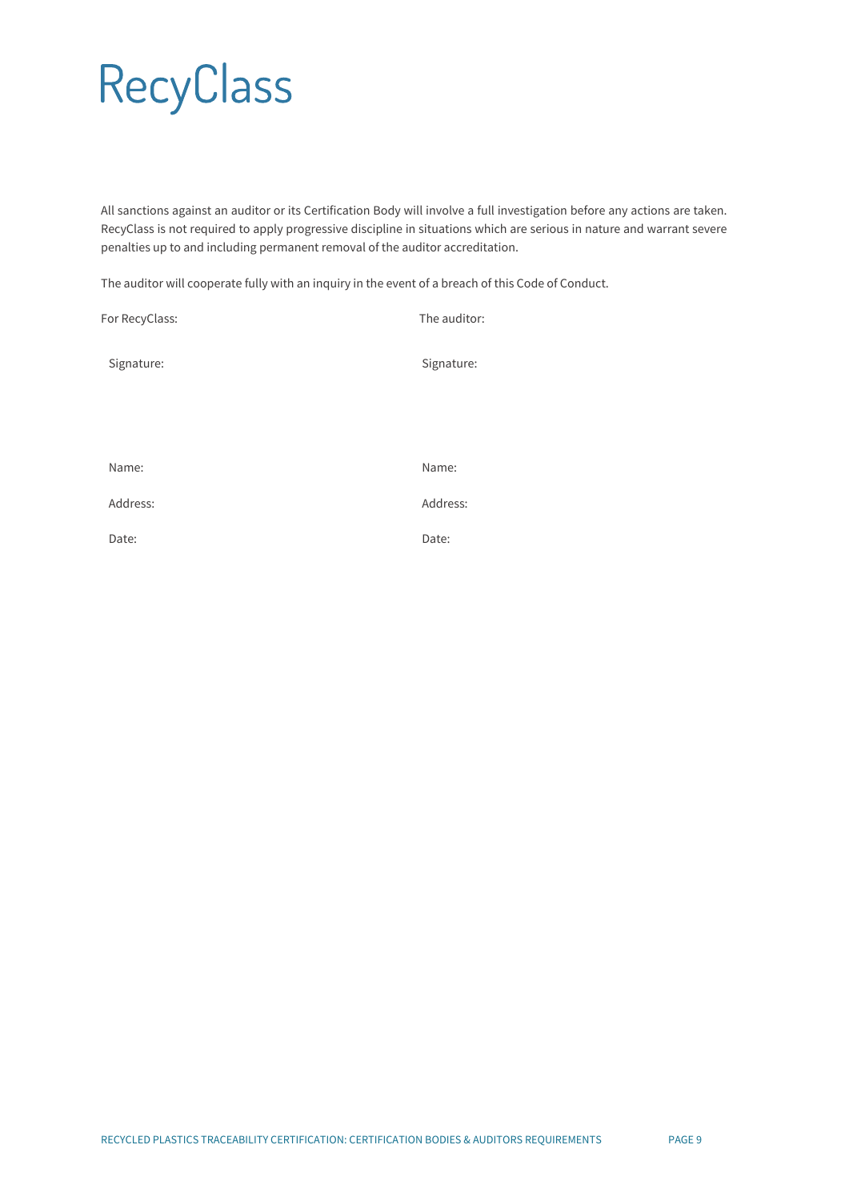All sanctions against an auditor or its Certification Body will involve a full investigation before any actions are taken. RecyClass is not required to apply progressive discipline in situations which are serious in nature and warrant severe penalties up to and including permanent removal of the auditor accreditation.

The auditor will cooperate fully with an inquiry in the event of a breach of this Code of Conduct.

| For RecyClass: | The auditor: |
| --- | --- |
| Signature: | Signature: |
| | |
| Name: | Name: |
| Address: | Address: |
| Date: | Date: |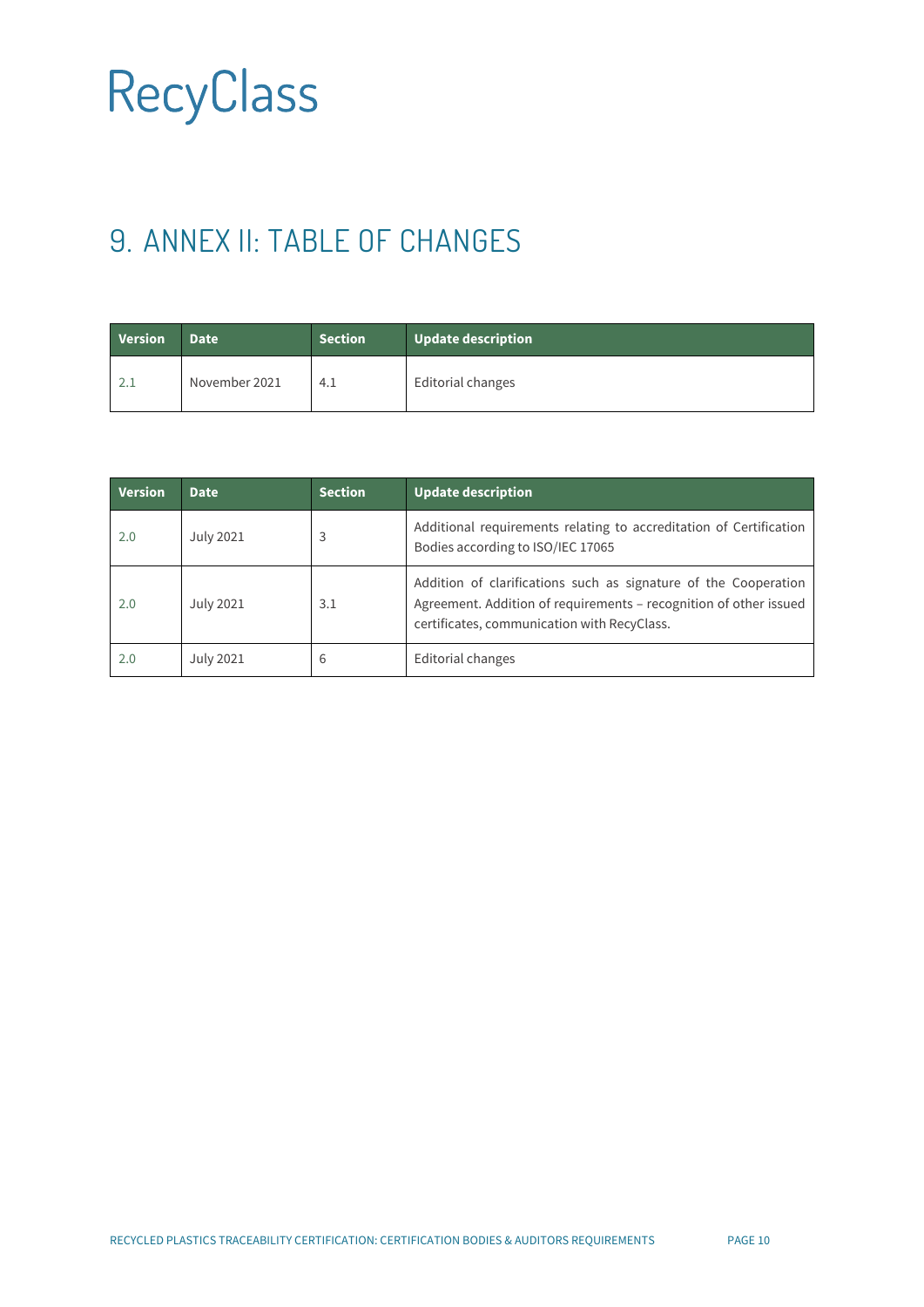# 9. ANNEX II: TABLE OF CHANGES

| Version | Date | Section | Update description |
| --- | --- | --- | --- |
| 2.1 | November 2021 | 4.1 | Editorial changes |

| Version | Date | Section | Update description |
| --- | --- | --- | --- |
| 2.0 | July 2021 | 3 | Additional requirements relating to accreditation of Certification Bodies according to ISO/IEC 17065 |
| 2.0 | July 2021 | 3.1 | Addition of clarifications such as signature of the Cooperation Agreement. Addition of requirements – recognition of other issued certificates, communication with RecyClass. |
| 2.0 | July 2021 | 6 | Editorial changes |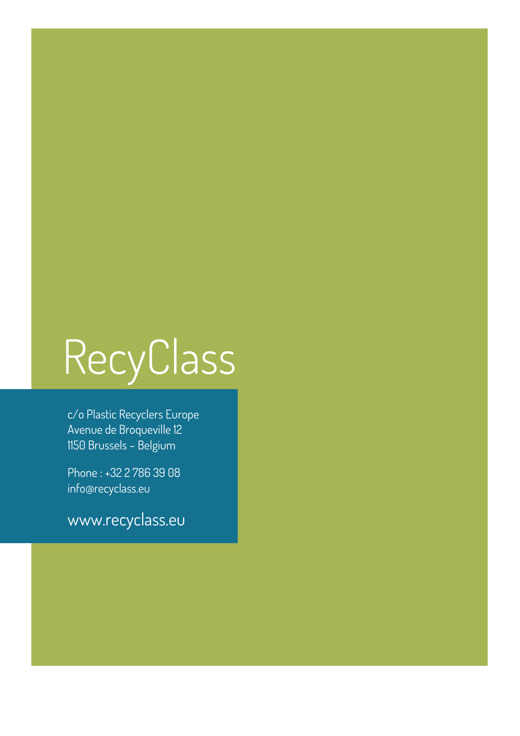# RecyClass

c/o Plastic Recyclers Europe
Avenue de Broqueville 12
1150 Brussels – Belgium

Phone : +32 2 786 39 08
info@recyclass.eu

www.recyclass.eu